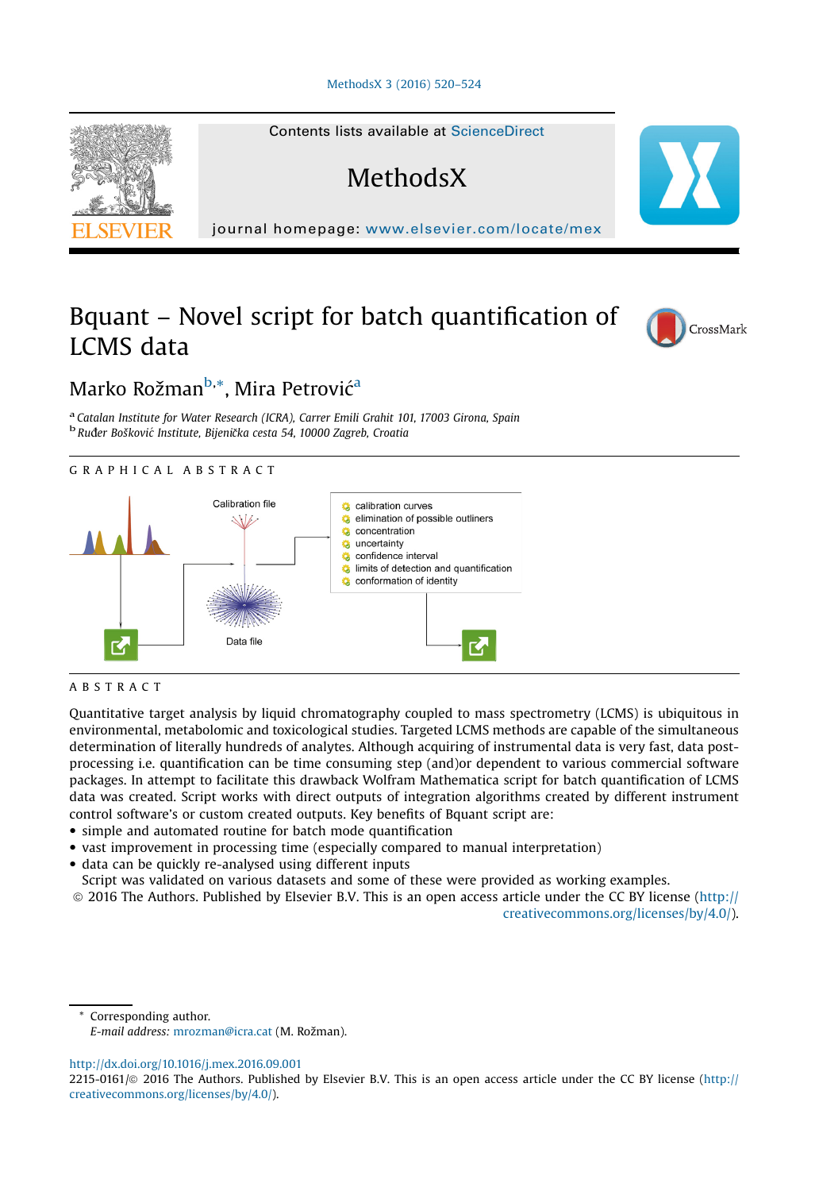# Bquant – Novel script for batch quantification of LCMS data

Marko Rožman[b,*], Mira Petrović[a]

[a] Catalan Institute for Water Research (ICRA), Carrer Emili Grahit 101, 17003 Girona, Spain
[b] Ruđer Bošković Institute, Bijenička cesta 54, 10000 Zagreb, Croatia

## GRAPHICAL ABSTRACT

Calibration file

Data file

- calibration curves
- elimination of possible outliners
- concentration
- uncertainty
- confidence interval
- limits of detection and quantification
- conformation of identity

## ABSTRACT

Quantitative target analysis by liquid chromatography coupled to mass spectrometry (LCMS) is ubiquitous in environmental, metabolomic and toxicological studies. Targeted LCMS methods are capable of the simultaneous determination of literally hundreds of analytes. Although acquiring of instrumental data is very fast, data post-processing i.e. quantification can be time consuming step (and)or dependent to various commercial software packages. In attempt to facilitate this drawback Wolfram Mathematica script for batch quantification of LCMS data was created. Script works with direct outputs of integration algorithms created by different instrument control software's or custom created outputs. Key benefits of Bquant script are:

- simple and automated routine for batch mode quantification
- vast improvement in processing time (especially compared to manual interpretation)
- data can be quickly re-analysed using different inputs

Script was validated on various datasets and some of these were provided as working examples.

© 2016 The Authors. Published by Elsevier B.V. This is an open access article under the CC BY license (http://creativecommons.org/licenses/by/4.0/).

* Corresponding author.
*E-mail address:* mrozman@icra.cat (M. Rožman).

http://dx.doi.org/10.1016/j.mex.2016.09.001
2215-0161/© 2016 The Authors. Published by Elsevier B.V. This is an open access article under the CC BY license (http://creativecommons.org/licenses/by/4.0/).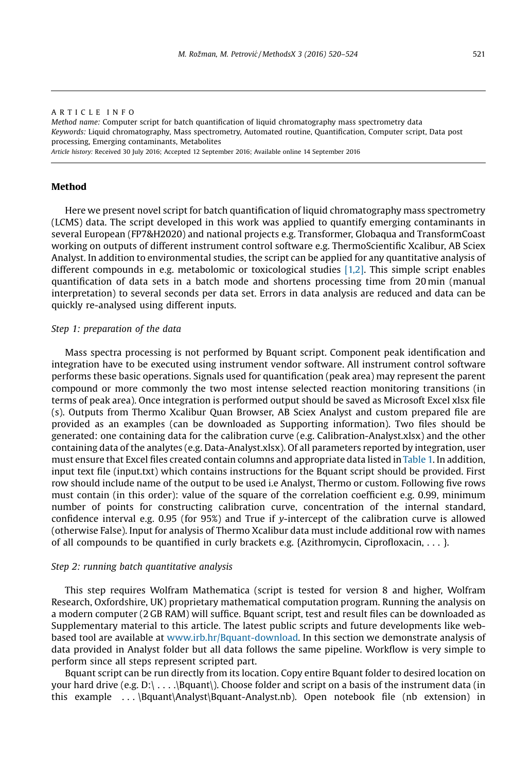A R T I C L E   I N F O

*Method name:* Computer script for batch quantification of liquid chromatography mass spectrometry data
*Keywords:* Liquid chromatography, Mass spectrometry, Automated routine, Quantification, Computer script, Data post processing, Emerging contaminants, Metabolites
*Article history:* Received 30 July 2016; Accepted 12 September 2016; Available online 14 September 2016

## Method

Here we present novel script for batch quantification of liquid chromatography mass spectrometry (LCMS) data. The script developed in this work was applied to quantify emerging contaminants in several European (FP7&H2020) and national projects e.g. Transformer, Globaqua and TransformCoast working on outputs of different instrument control software e.g. ThermoScientific Xcalibur, AB Sciex Analyst. In addition to environmental studies, the script can be applied for any quantitative analysis of different compounds in e.g. metabolomic or toxicological studies [1,2]. This simple script enables quantification of data sets in a batch mode and shortens processing time from 20 min (manual interpretation) to several seconds per data set. Errors in data analysis are reduced and data can be quickly re-analysed using different inputs.

### *Step 1: preparation of the data*

Mass spectra processing is not performed by Bquant script. Component peak identification and integration have to be executed using instrument vendor software. All instrument control software performs these basic operations. Signals used for quantification (peak area) may represent the parent compound or more commonly the two most intense selected reaction monitoring transitions (in terms of peak area). Once integration is performed output should be saved as Microsoft Excel xlsx file (s). Outputs from Thermo Xcalibur Quan Browser, AB Sciex Analyst and custom prepared file are provided as an examples (can be downloaded as Supporting information). Two files should be generated: one containing data for the calibration curve (e.g. Calibration-Analyst.xlsx) and the other containing data of the analytes (e.g. Data-Analyst.xlsx). Of all parameters reported by integration, user must ensure that Excel files created contain columns and appropriate data listed in Table 1. In addition, input text file (input.txt) which contains instructions for the Bquant script should be provided. First row should include name of the output to be used i.e Analyst, Thermo or custom. Following five rows must contain (in this order): value of the square of the correlation coefficient e.g. 0.99, minimum number of points for constructing calibration curve, concentration of the internal standard, confidence interval e.g. 0.95 (for 95%) and True if *y*-intercept of the calibration curve is allowed (otherwise False). Input for analysis of Thermo Xcalibur data must include additional row with names of all compounds to be quantified in curly brackets e.g. {Azithromycin, Ciprofloxacin, . . . }.

### *Step 2: running batch quantitative analysis*

This step requires Wolfram Mathematica (script is tested for version 8 and higher, Wolfram Research, Oxfordshire, UK) proprietary mathematical computation program. Running the analysis on a modern computer (2 GB RAM) will suffice. Bquant script, test and result files can be downloaded as Supplementary material to this article. The latest public scripts and future developments like web-based tool are available at www.irb.hr/Bquant-download. In this section we demonstrate analysis of data provided in Analyst folder but all data follows the same pipeline. Workflow is very simple to perform since all steps represent scripted part.

Bquant script can be run directly from its location. Copy entire Bquant folder to desired location on your hard drive (e.g. D:\ . . . .\Bquant\). Choose folder and script on a basis of the instrument data (in this example . . . \Bquant\Analyst\Bquant-Analyst.nb). Open notebook file (nb extension) in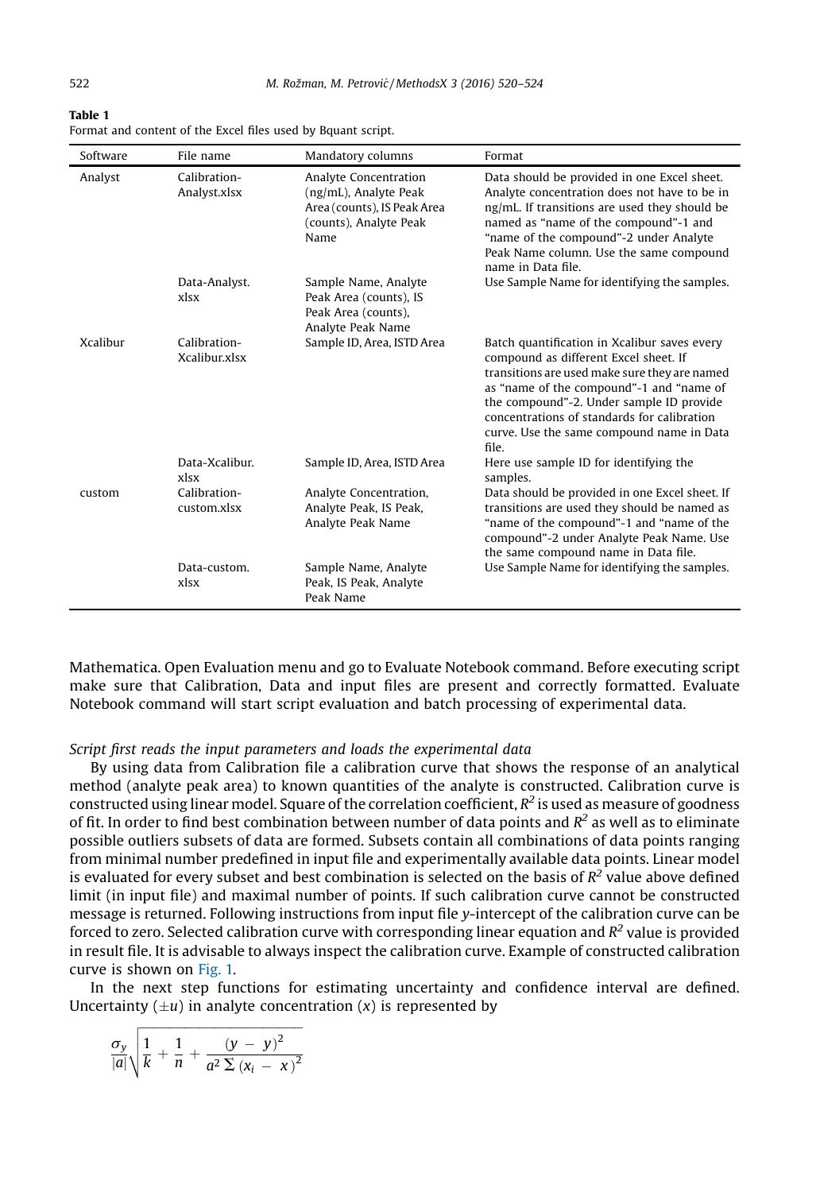**Table 1**
Format and content of the Excel files used by Bquant script.

| Software | File name | Mandatory columns | Format |
|---|---|---|---|
| Analyst | Calibration-Analyst.xlsx | Analyte Concentration (ng/mL), Analyte Peak Area (counts), IS Peak Area (counts), Analyte Peak Name | Data should be provided in one Excel sheet. Analyte concentration does not have to be in ng/mL. If transitions are used they should be named as "name of the compound"-1 and "name of the compound"-2 under Analyte Peak Name column. Use the same compound name in Data file. |
| | Data-Analyst.xlsx | Sample Name, Analyte Peak Area (counts), IS Peak Area (counts), Analyte Peak Name | Use Sample Name for identifying the samples. |
| Xcalibur | Calibration-Xcalibur.xlsx | Sample ID, Area, ISTD Area | Batch quantification in Xcalibur saves every compound as different Excel sheet. If transitions are used make sure they are named as "name of the compound"-1 and "name of the compound"-2. Under sample ID provide concentrations of standards for calibration curve. Use the same compound name in Data file. |
| | Data-Xcalibur.xlsx | Sample ID, Area, ISTD Area | Here use sample ID for identifying the samples. |
| custom | Calibration-custom.xlsx | Analyte Concentration, Analyte Peak, IS Peak, Analyte Peak Name | Data should be provided in one Excel sheet. If transitions are used they should be named as "name of the compound"-1 and "name of the compound"-2 under Analyte Peak Name. Use the same compound name in Data file. |
| | Data-custom.xlsx | Sample Name, Analyte Peak, IS Peak, Analyte Peak Name | Use Sample Name for identifying the samples. |

Mathematica. Open Evaluation menu and go to Evaluate Notebook command. Before executing script make sure that Calibration, Data and input files are present and correctly formatted. Evaluate Notebook command will start script evaluation and batch processing of experimental data.

*Script first reads the input parameters and loads the experimental data*

By using data from Calibration file a calibration curve that shows the response of an analytical method (analyte peak area) to known quantities of the analyte is constructed. Calibration curve is constructed using linear model. Square of the correlation coefficient, $R^2$ is used as measure of goodness of fit. In order to find best combination between number of data points and $R^2$ as well as to eliminate possible outliers subsets of data are formed. Subsets contain all combinations of data points ranging from minimal number predefined in input file and experimentally available data points. Linear model is evaluated for every subset and best combination is selected on the basis of $R^2$ value above defined limit (in input file) and maximal number of points. If such calibration curve cannot be constructed message is returned. Following instructions from input file $y$-intercept of the calibration curve can be forced to zero. Selected calibration curve with corresponding linear equation and $R^2$ value is provided in result file. It is advisable to always inspect the calibration curve. Example of constructed calibration curve is shown on Fig. 1.

In the next step functions for estimating uncertainty and confidence interval are defined. Uncertainty ($\pm u$) in analyte concentration ($x$) is represented by

$$\frac{\sigma_y}{|a|}\sqrt{\frac{1}{k}+\frac{1}{n}+\frac{(y\ -\ y)^2}{a^2\sum(x_i\ -\ x)^2}}$$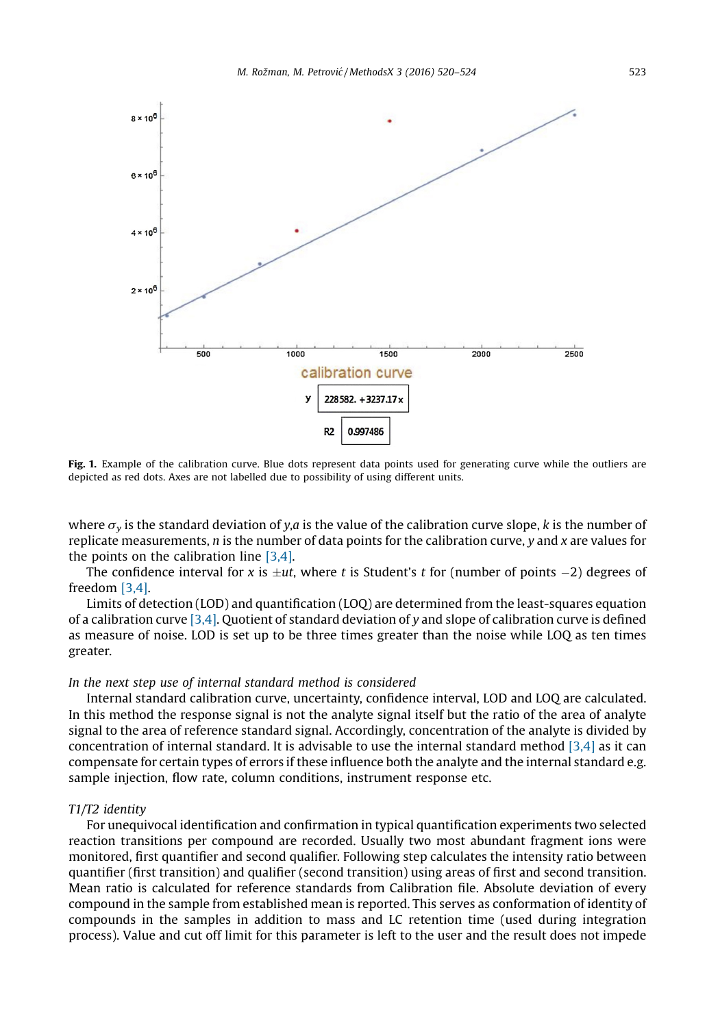Fig. 1. Example of the calibration curve. Blue dots represent data points used for generating curve while the outliers are depicted as red dots. Axes are not labelled due to possibility of using different units.

where $\sigma_y$ is the standard deviation of $y$,$a$ is the value of the calibration curve slope, $k$ is the number of replicate measurements, $n$ is the number of data points for the calibration curve, $y$ and $x$ are values for the points on the calibration line [3,4].

The confidence interval for $x$ is $\pm ut$, where $t$ is Student's $t$ for (number of points $-2$) degrees of freedom [3,4].

Limits of detection (LOD) and quantification (LOQ) are determined from the least-squares equation of a calibration curve [3,4]. Quotient of standard deviation of $y$ and slope of calibration curve is defined as measure of noise. LOD is set up to be three times greater than the noise while LOQ as ten times greater.

*In the next step use of internal standard method is considered*

Internal standard calibration curve, uncertainty, confidence interval, LOD and LOQ are calculated. In this method the response signal is not the analyte signal itself but the ratio of the area of analyte signal to the area of reference standard signal. Accordingly, concentration of the analyte is divided by concentration of internal standard. It is advisable to use the internal standard method [3,4] as it can compensate for certain types of errors if these influence both the analyte and the internal standard e.g. sample injection, flow rate, column conditions, instrument response etc.

*T1/T2 identity*

For unequivocal identification and confirmation in typical quantification experiments two selected reaction transitions per compound are recorded. Usually two most abundant fragment ions were monitored, first quantifier and second qualifier. Following step calculates the intensity ratio between quantifier (first transition) and qualifier (second transition) using areas of first and second transition. Mean ratio is calculated for reference standards from Calibration file. Absolute deviation of every compound in the sample from established mean is reported. This serves as conformation of identity of compounds in the samples in addition to mass and LC retention time (used during integration process). Value and cut off limit for this parameter is left to the user and the result does not impede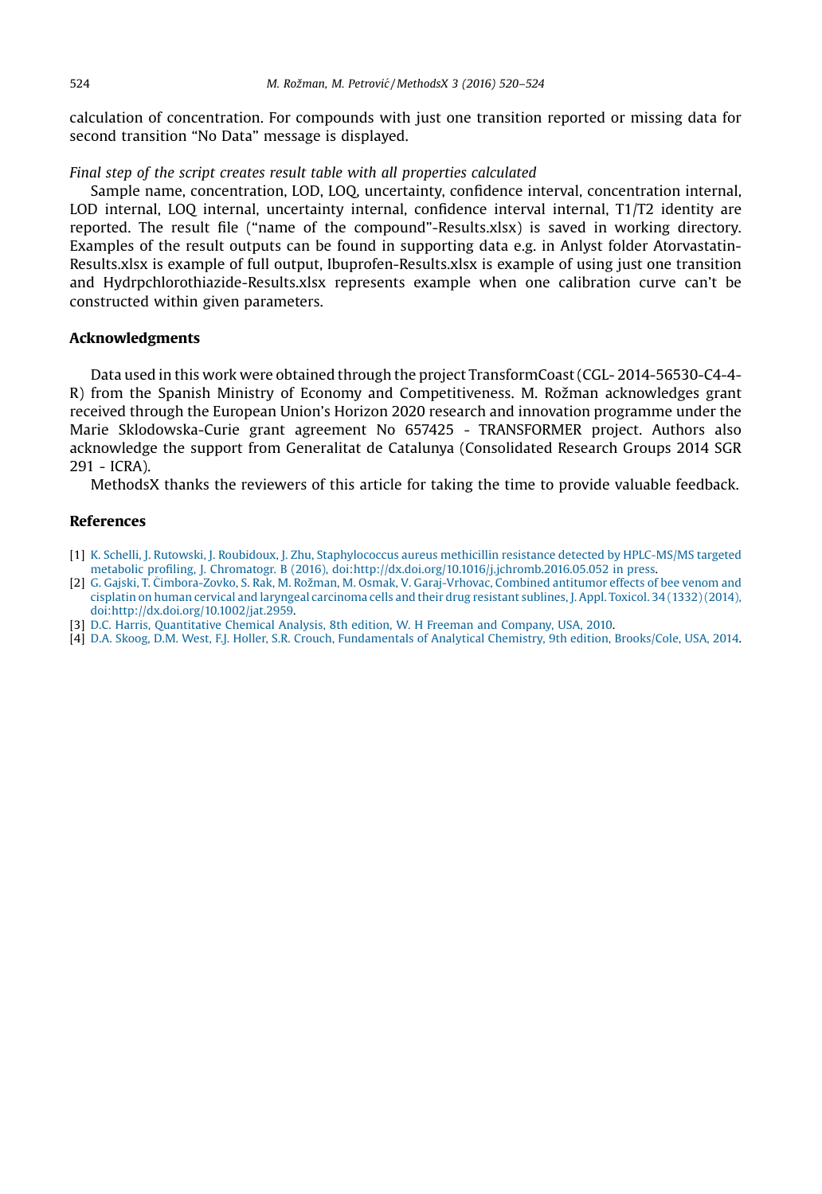calculation of concentration. For compounds with just one transition reported or missing data for second transition "No Data" message is displayed.

*Final step of the script creates result table with all properties calculated*

Sample name, concentration, LOD, LOQ, uncertainty, confidence interval, concentration internal, LOD internal, LOQ internal, uncertainty internal, confidence interval internal, T1/T2 identity are reported. The result file ("name of the compound"-Results.xlsx) is saved in working directory. Examples of the result outputs can be found in supporting data e.g. in Anlyst folder Atorvastatin-Results.xlsx is example of full output, Ibuprofen-Results.xlsx is example of using just one transition and Hydrpchlorothiazide-Results.xlsx represents example when one calibration curve can't be constructed within given parameters.

## Acknowledgments

Data used in this work were obtained through the project TransformCoast (CGL- 2014-56530-C4-4-R) from the Spanish Ministry of Economy and Competitiveness. M. Rožman acknowledges grant received through the European Union's Horizon 2020 research and innovation programme under the Marie Sklodowska-Curie grant agreement No 657425 - TRANSFORMER project. Authors also acknowledge the support from Generalitat de Catalunya (Consolidated Research Groups 2014 SGR 291 - ICRA).

MethodsX thanks the reviewers of this article for taking the time to provide valuable feedback.

## References

[1] K. Schelli, J. Rutowski, J. Roubidoux, J. Zhu, Staphylococcus aureus methicillin resistance detected by HPLC-MS/MS targeted metabolic profiling, J. Chromatogr. B (2016), doi:http://dx.doi.org/10.1016/j.jchromb.2016.05.052 in press.

[2] G. Gajski, T. Čimbora-Zovko, S. Rak, M. Rožman, M. Osmak, V. Garaj-Vrhovac, Combined antitumor effects of bee venom and cisplatin on human cervical and laryngeal carcinoma cells and their drug resistant sublines, J. Appl. Toxicol. 34 (1332) (2014), doi:http://dx.doi.org/10.1002/jat.2959.

[3] D.C. Harris, Quantitative Chemical Analysis, 8th edition, W. H Freeman and Company, USA, 2010.

[4] D.A. Skoog, D.M. West, F.J. Holler, S.R. Crouch, Fundamentals of Analytical Chemistry, 9th edition, Brooks/Cole, USA, 2014.